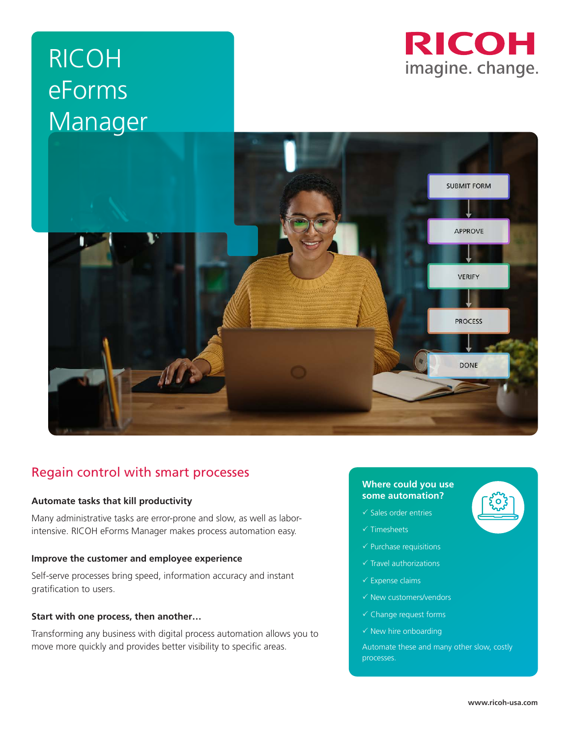# RICOH eForms Manager

RICOH
imagine. change.

## Regain control with smart processes

### Automate tasks that kill productivity

Many administrative tasks are error-prone and slow, as well as labor-intensive. RICOH eForms Manager makes process automation easy.

### Improve the customer and employee experience

Self-serve processes bring speed, information accuracy and instant gratification to users.

### Start with one process, then another…

Transforming any business with digital process automation allows you to move more quickly and provides better visibility to specific areas.

### Where could you use some automation?

- ✓ Sales order entries
- ✓ Timesheets
- ✓ Purchase requisitions
- ✓ Travel authorizations
- ✓ Expense claims
- ✓ New customers/vendors
- ✓ Change request forms
- ✓ New hire onboarding

Automate these and many other slow, costly processes.

www.ricoh-usa.com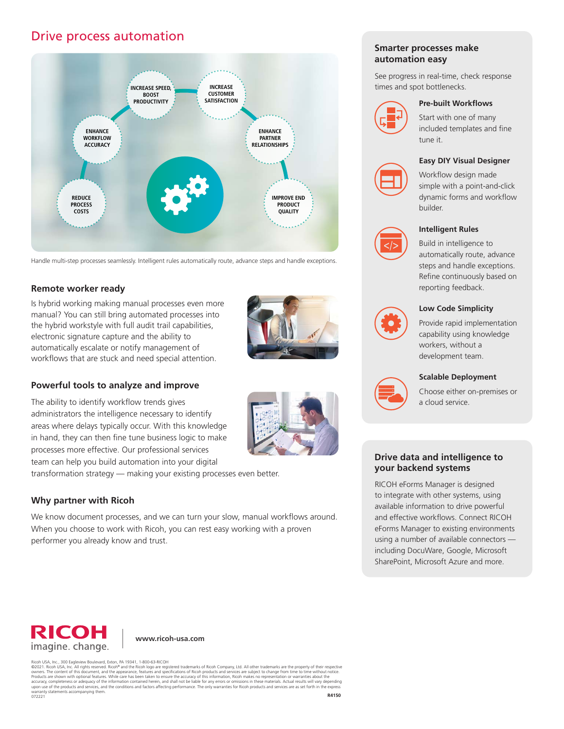## Drive process automation

INCREASE SPEED BOOST PRODUCTIVITY

INCREASE CUSTOMER SATISFACTION

ENHANCE WORKFLOW ACCURACY

ENHANCE PARTNER RELATIONSHIPS

REDUCE PROCESS COSTS

IMPROVE END PRODUCT QUALITY

Handle multi-step processes seamlessly. Intelligent rules automatically route, advance steps and handle exceptions.

### Remote worker ready

Is hybrid working making manual processes even more manual? You can still bring automated processes into the hybrid workstyle with full audit trail capabilities, electronic signature capture and the ability to automatically escalate or notify management of workflows that are stuck and need special attention.

### Powerful tools to analyze and improve

The ability to identify workflow trends gives administrators the intelligence necessary to identify areas where delays typically occur. With this knowledge in hand, they can then fine tune business logic to make processes more effective. Our professional services team can help you build automation into your digital transformation strategy — making your existing processes even better.

### Why partner with Ricoh

We know document processes, and we can turn your slow, manual workflows around. When you choose to work with Ricoh, you can rest easy working with a proven performer you already know and trust.

### Smarter processes make automation easy

See progress in real-time, check response times and spot bottlenecks.

**Pre-built Workflows**

Start with one of many included templates and fine tune it.

**Easy DIY Visual Designer**

Workflow design made simple with a point-and-click dynamic forms and workflow builder.

**Intelligent Rules**

Build in intelligence to automatically route, advance steps and handle exceptions. Refine continuously based on reporting feedback.

**Low Code Simplicity**

Provide rapid implementation capability using knowledge workers, without a development team.

**Scalable Deployment**

Choose either on-premises or a cloud service.

### Drive data and intelligence to your backend systems

RICOH eForms Manager is designed to integrate with other systems, using available information to drive powerful and effective workflows. Connect RICOH eForms Manager to existing environments using a number of available connectors — including DocuWare, Google, Microsoft SharePoint, Microsoft Azure and more.

RICOH imagine. change.

www.ricoh-usa.com

Ricoh USA, Inc., 300 Eagleview Boulevard, Exton, PA 19341, 1-800-63-RICOH
©2021. Ricoh USA, Inc. All rights reserved. Ricoh® and the Ricoh logo are registered trademarks of Ricoh Company, Ltd. All other trademarks are the property of their respective owners. The content of this document, and the appearance, features and specifications of Ricoh products and services are subject to change from time to time without notice. Products are shown with optional features. While care has been taken to ensure the accuracy of this information, Ricoh makes no representation or warranties about the accuracy, completeness or adequacy of the information contained herein, and shall not be liable for any errors or omissions in these materials. Actual results will vary depending upon use of the products and services, and the conditions and factors affecting performance. The only warranties for Ricoh products and services are as set forth in the express warranty statements accompanying them.
072221

R4150